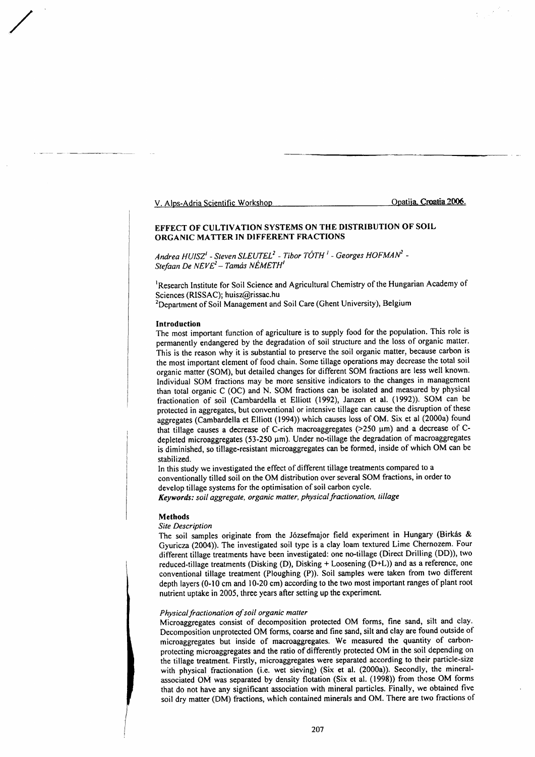# EFFECT OF CULTIVATION SYSTEMS ON THE DISTRIBUTION OF SOIL ORGANIC MATTER IN DIFFERENT FRACTIONS

*Andrea HUISZ[1] - Steven SLEUTEL[2] - Tibor TÓTH[1] - Georges HOFMAN[2] - Stefaan De NEVE[2] – Tamás NÉMETH[1]*

[1]Research Institute for Soil Science and Agricultural Chemistry of the Hungarian Academy of Sciences (RISSAC); huisz@rissac.hu

[2]Department of Soil Management and Soil Care (Ghent University), Belgium

## Introduction

The most important function of agriculture is to supply food for the population. This role is permanently endangered by the degradation of soil structure and the loss of organic matter. This is the reason why it is substantial to preserve the soil organic matter, because carbon is the most important element of food chain. Some tillage operations may decrease the total soil organic matter (SOM), but detailed changes for different SOM fractions are less well known. Individual SOM fractions may be more sensitive indicators to the changes in management than total organic C (OC) and N. SOM fractions can be isolated and measured by physical fractionation of soil (Cambardella et Elliott (1992), Janzen et al. (1992)). SOM can be protected in aggregates, but conventional or intensive tillage can cause the disruption of these aggregates (Cambardella et Elliott (1994)) which causes loss of OM. Six et al (2000a) found that tillage causes a decrease of C-rich macroaggregates (>250 μm) and a decrease of C-depleted microaggregates (53-250 μm). Under no-tillage the degradation of macroaggregates is diminished, so tillage-resistant microaggregates can be formed, inside of which OM can be stabilized.

In this study we investigated the effect of different tillage treatments compared to a conventionally tilled soil on the OM distribution over several SOM fractions, in order to develop tillage systems for the optimisation of soil carbon cycle.

***Keywords:** soil aggregate, organic matter, physical fractionation, tillage*

## Methods

### *Site Description*

The soil samples originate from the Józsefmajor field experiment in Hungary (Birkás & Gyuricza (2004)). The investigated soil type is a clay loam textured Lime Chernozem. Four different tillage treatments have been investigated: one no-tillage (Direct Drilling (DD)), two reduced-tillage treatments (Disking (D), Disking + Loosening (D+L)) and as a reference, one conventional tillage treatment (Ploughing (P)). Soil samples were taken from two different depth layers (0-10 cm and 10-20 cm) according to the two most important ranges of plant root nutrient uptake in 2005, three years after setting up the experiment.

### *Physical fractionation of soil organic matter*

Microaggregates consist of decomposition protected OM forms, fine sand, silt and clay. Decomposition unprotected OM forms, coarse and fine sand, silt and clay are found outside of microaggregates but inside of macroaggregates. We measured the quantity of carbon-protecting microaggregates and the ratio of differently protected OM in the soil depending on the tillage treatment. Firstly, microaggregates were separated according to their particle-size with physical fractionation (i.e. wet sieving) (Six et al. (2000a)). Secondly, the mineral-associated OM was separated by density flotation (Six et al. (1998)) from those OM forms that do not have any significant association with mineral particles. Finally, we obtained five soil dry matter (DM) fractions, which contained minerals and OM. There are two fractions of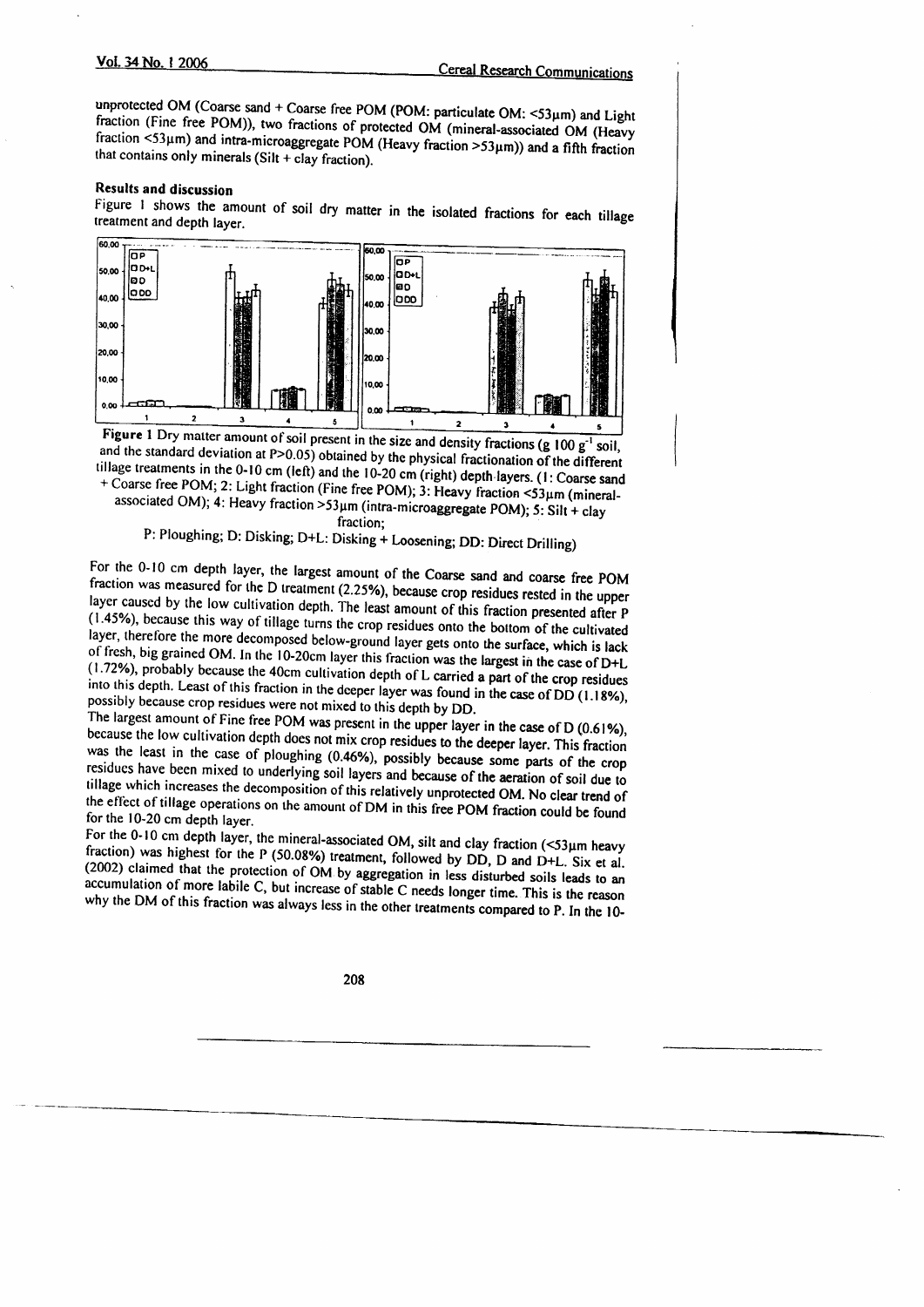unprotected OM (Coarse sand + Coarse free POM (POM: particulate OM: <53μm) and Light fraction (Fine free POM)), two fractions of protected OM (mineral-associated OM (Heavy fraction <53μm) and intra-microaggregate POM (Heavy fraction >53μm)) and a fifth fraction that contains only minerals (Silt + clay fraction).

## Results and discussion

Figure 1 shows the amount of soil dry matter in the isolated fractions for each tillage treatment and depth layer.

**Figure 1** Dry matter amount of soil present in the size and density fractions (g 100 g$^{-1}$ soil, and the standard deviation at P>0.05) obtained by the physical fractionation of the different tillage treatments in the 0-10 cm (left) and the 10-20 cm (right) depth layers. (1: Coarse sand + Coarse free POM; 2: Light fraction (Fine free POM); 3: Heavy fraction <53μm (mineral-associated OM); 4: Heavy fraction >53μm (intra-microaggregate POM); 5: Silt + clay fraction;

P: Ploughing; D: Disking; D+L: Disking + Loosening; DD: Direct Drilling)

For the 0-10 cm depth layer, the largest amount of the Coarse sand and coarse free POM fraction was measured for the D treatment (2.25%), because crop residues rested in the upper layer caused by the low cultivation depth. The least amount of this fraction presented after P (1.45%), because this way of tillage turns the crop residues onto the bottom of the cultivated layer, therefore the more decomposed below-ground layer gets onto the surface, which is lack of fresh, big grained OM. In the 10-20cm layer this fraction was the largest in the case of D+L (1.72%), probably because the 40cm cultivation depth of L carried a part of the crop residues into this depth. Least of this fraction in the deeper layer was found in the case of DD (1.18%), possibly because crop residues were not mixed to this depth by DD.

The largest amount of Fine free POM was present in the upper layer in the case of D (0.61%), because the low cultivation depth does not mix crop residues to the deeper layer. This fraction was the least in the case of ploughing (0.46%), possibly because some parts of the crop residues have been mixed to underlying soil layers and because of the aeration of soil due to tillage which increases the decomposition of this relatively unprotected OM. No clear trend of the effect of tillage operations on the amount of DM in this free POM fraction could be found for the 10-20 cm depth layer.

For the 0-10 cm depth layer, the mineral-associated OM, silt and clay fraction (<53μm heavy fraction) was highest for the P (50.08%) treatment, followed by DD, D and D+L. Six et al. (2002) claimed that the protection of OM by aggregation in less disturbed soils leads to an accumulation of more labile C, but increase of stable C needs longer time. This is the reason why the DM of this fraction was always less in the other treatments compared to P. In the 10-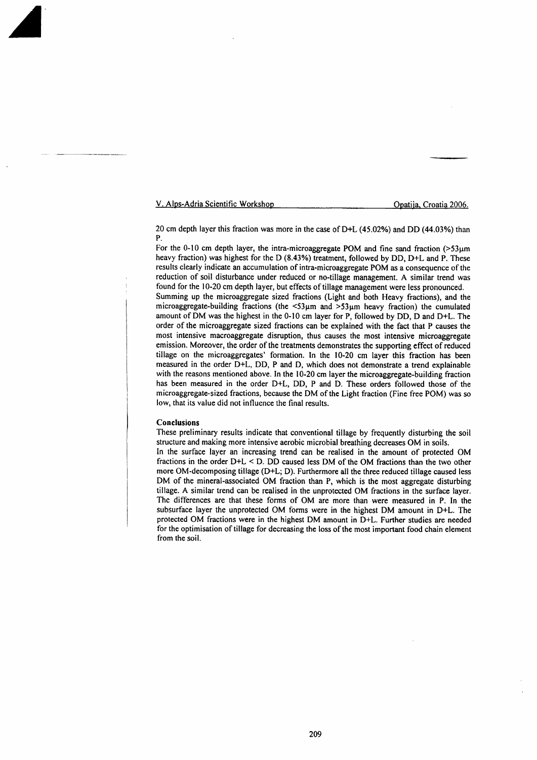20 cm depth layer this fraction was more in the case of D+L (45.02%) and DD (44.03%) than P.

For the 0-10 cm depth layer, the intra-microaggregate POM and fine sand fraction (>53μm heavy fraction) was highest for the D (8.43%) treatment, followed by DD, D+L and P. These results clearly indicate an accumulation of intra-microaggregate POM as a consequence of the reduction of soil disturbance under reduced or no-tillage management. A similar trend was found for the 10-20 cm depth layer, but effects of tillage management were less pronounced.

Summing up the microaggregate sized fractions (Light and both Heavy fractions), and the microaggregate-building fractions (the <53μm and >53μm heavy fraction) the cumulated amount of DM was the highest in the 0-10 cm layer for P, followed by DD, D and D+L. The order of the microaggregate sized fractions can be explained with the fact that P causes the most intensive macroaggregate disruption, thus causes the most intensive microaggregate emission. Moreover, the order of the treatments demonstrates the supporting effect of reduced tillage on the microaggregates' formation. In the 10-20 cm layer this fraction has been measured in the order D+L, DD, P and D, which does not demonstrate a trend explainable with the reasons mentioned above. In the 10-20 cm layer the microaggregate-building fraction has been measured in the order D+L, DD, P and D. These orders followed those of the microaggregate-sized fractions, because the DM of the Light fraction (Fine free POM) was so low, that its value did not influence the final results.

## Conclusions

These preliminary results indicate that conventional tillage by frequently disturbing the soil structure and making more intensive aerobic microbial breathing decreases OM in soils.

In the surface layer an increasing trend can be realised in the amount of protected OM fractions in the order D+L < D. DD caused less DM of the OM fractions than the two other more OM-decomposing tillage (D+L; D). Furthermore all the three reduced tillage caused less DM of the mineral-associated OM fraction than P, which is the most aggregate disturbing tillage. A similar trend can be realised in the unprotected OM fractions in the surface layer. The differences are that these forms of OM are more than were measured in P. In the subsurface layer the unprotected OM forms were in the highest DM amount in D+L. The protected OM fractions were in the highest DM amount in D+L. Further studies are needed for the optimisation of tillage for decreasing the loss of the most important food chain element from the soil.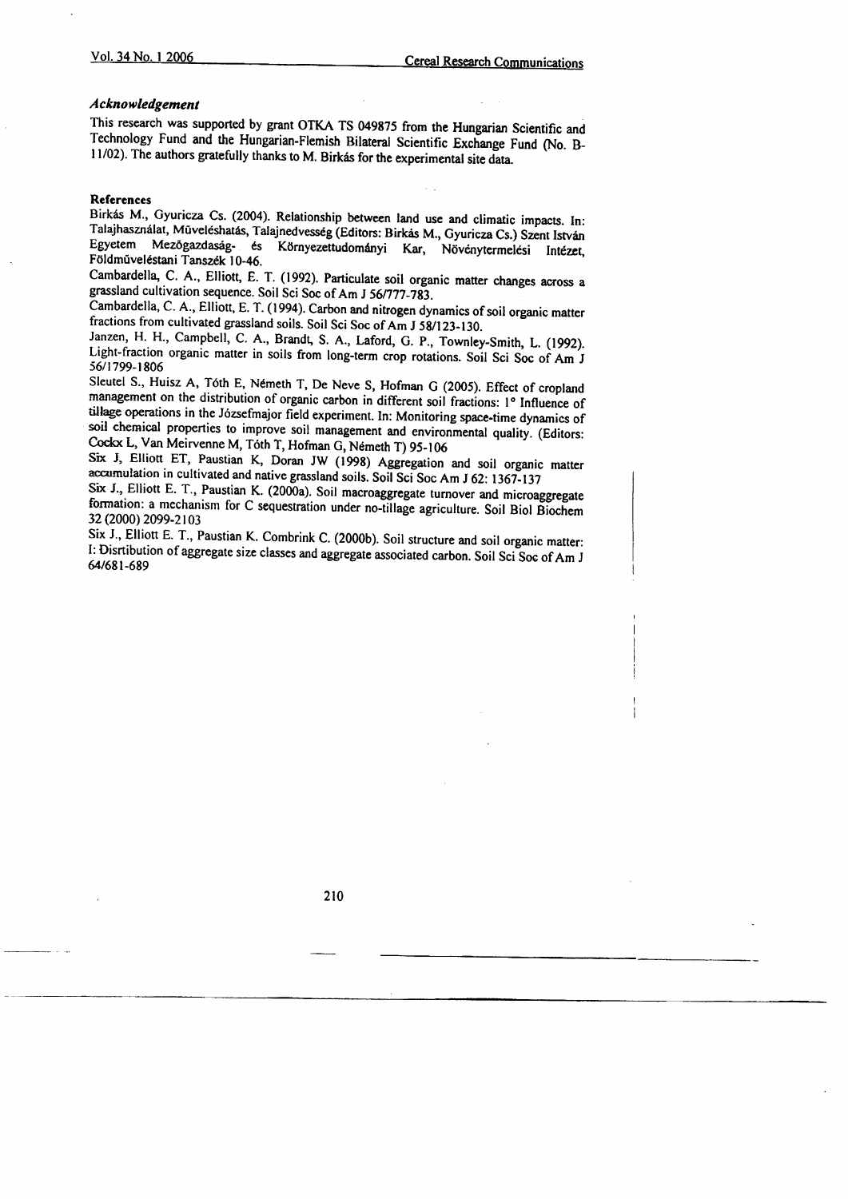### *Acknowledgement*

This research was supported by grant OTKA TS 049875 from the Hungarian Scientific and Technology Fund and the Hungarian-Flemish Bilateral Scientific Exchange Fund (No. B-11/02). The authors gratefully thanks to M. Birkás for the experimental site data.

#### References

Birkás M., Gyuricza Cs. (2004). Relationship between land use and climatic impacts. In: Talajhasználat, Műveléshatás, Talajnedvesség (Editors: Birkás M., Gyuricza Cs.) Szent István Egyetem Mezőgazdaság- és Környezettudományi Kar, Növénytermelési Intézet, Földműveléstani Tanszék 10-46.

Cambardella, C. A., Elliott, E. T. (1992). Particulate soil organic matter changes across a grassland cultivation sequence. Soil Sci Soc of Am J 56/777-783.

Cambardella, C. A., Elliott, E. T. (1994). Carbon and nitrogen dynamics of soil organic matter fractions from cultivated grassland soils. Soil Sci Soc of Am J 58/123-130.

Janzen, H. H., Campbell, C. A., Brandt, S. A., Laford, G. P., Townley-Smith, L. (1992). Light-fraction organic matter in soils from long-term crop rotations. Soil Sci Soc of Am J 56/1799-1806

Sleutel S., Huisz A, Tóth E, Németh T, De Neve S, Hofman G (2005). Effect of cropland management on the distribution of organic carbon in different soil fractions: 1° Influence of tillage operations in the Józsefmajor field experiment. In: Monitoring space-time dynamics of soil chemical properties to improve soil management and environmental quality. (Editors: Cockx L, Van Meirvenne M, Tóth T, Hofman G, Németh T) 95-106

Six J, Elliott ET, Paustian K, Doran JW (1998) Aggregation and soil organic matter accumulation in cultivated and native grassland soils. Soil Sci Soc Am J 62: 1367-137

Six J., Elliott E. T., Paustian K. (2000a). Soil macroaggregate turnover and microaggregate formation: a mechanism for C sequestration under no-tillage agriculture. Soil Biol Biochem 32 (2000) 2099-2103

Six J., Elliott E. T., Paustian K. Combrink C. (2000b). Soil structure and soil organic matter: I: Disrtibution of aggregate size classes and aggregate associated carbon. Soil Sci Soc of Am J 64/681-689